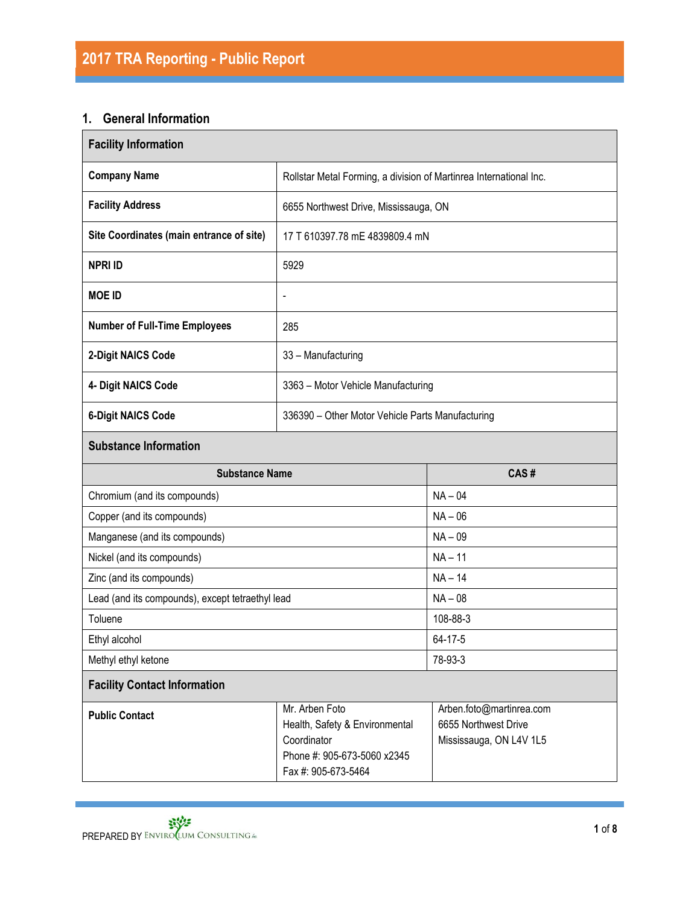# 2017 TRA Reporting - Public Report

## 1. General Information

| Facility Information | |
|---|---|
| **Company Name** | Rollstar Metal Forming, a division of Martinrea International Inc. |
| **Facility Address** | 6655 Northwest Drive, Mississauga, ON |
| **Site Coordinates (main entrance of site)** | 17 T 610397.78 mE 4839809.4 mN |
| **NPRI ID** | 5929 |
| **MOE ID** | - |
| **Number of Full-Time Employees** | 285 |
| **2-Digit NAICS Code** | 33 – Manufacturing |
| **4- Digit NAICS Code** | 3363 – Motor Vehicle Manufacturing |
| **6-Digit NAICS Code** | 336390 – Other Motor Vehicle Parts Manufacturing |

**Substance Information**

| Substance Name | CAS # |
|---|---|
| Chromium (and its compounds) | NA – 04 |
| Copper (and its compounds) | NA – 06 |
| Manganese (and its compounds) | NA – 09 |
| Nickel (and its compounds) | NA – 11 |
| Zinc (and its compounds) | NA – 14 |
| Lead (and its compounds), except tetraethyl lead | NA – 08 |
| Toluene | 108-88-3 |
| Ethyl alcohol | 64-17-5 |
| Methyl ethyl ketone | 78-93-3 |

**Facility Contact Information**

| | | |
|---|---|---|
| **Public Contact** | Mr. Arben Foto<br>Health, Safety & Environmental Coordinator<br>Phone #: 905-673-5060 x2345<br>Fax #: 905-673-5464 | Arben.foto@martinrea.com<br>6655 Northwest Drive<br>Mississauga, ON L4V 1L5 |

PREPARED BY ENVIROCLUM CONSULTING Inc.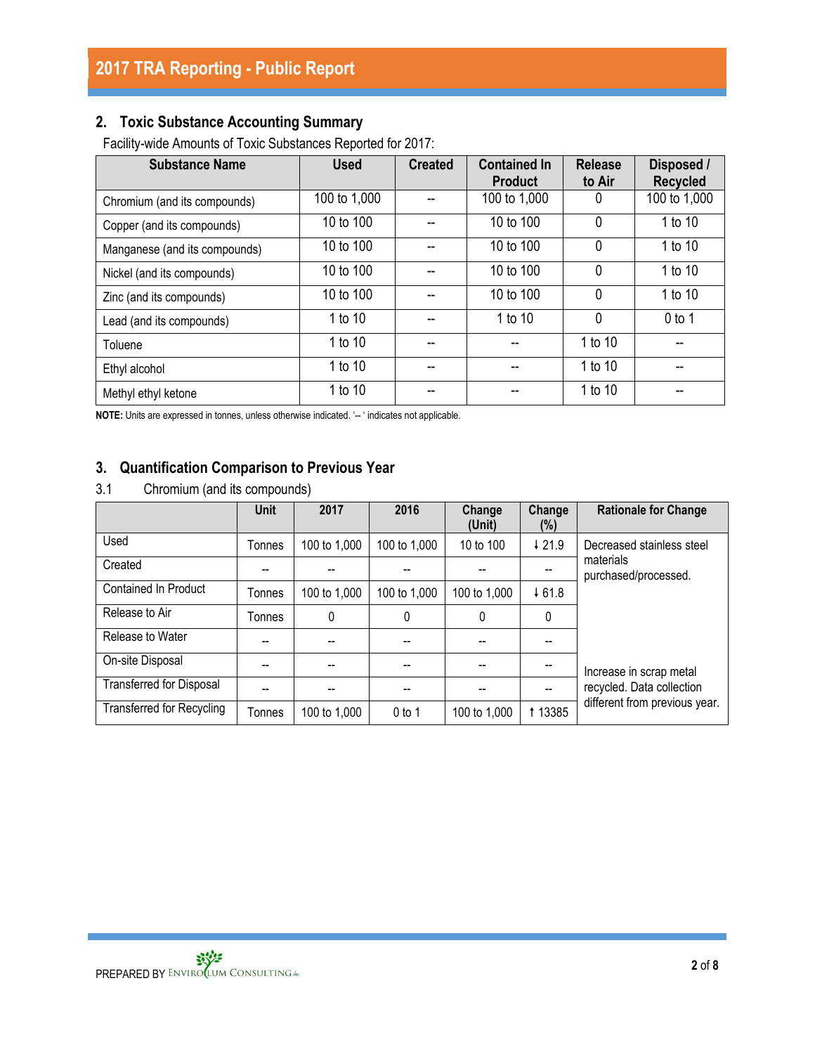## 2. Toxic Substance Accounting Summary

Facility-wide Amounts of Toxic Substances Reported for 2017:

| Substance Name | Used | Created | Contained In Product | Release to Air | Disposed / Recycled |
|---|---|---|---|---|---|
| Chromium (and its compounds) | 100 to 1,000 | -- | 100 to 1,000 | 0 | 100 to 1,000 |
| Copper (and its compounds) | 10 to 100 | -- | 10 to 100 | 0 | 1 to 10 |
| Manganese (and its compounds) | 10 to 100 | -- | 10 to 100 | 0 | 1 to 10 |
| Nickel (and its compounds) | 10 to 100 | -- | 10 to 100 | 0 | 1 to 10 |
| Zinc (and its compounds) | 10 to 100 | -- | 10 to 100 | 0 | 1 to 10 |
| Lead (and its compounds) | 1 to 10 | -- | 1 to 10 | 0 | 0 to 1 |
| Toluene | 1 to 10 | -- | -- | 1 to 10 | -- |
| Ethyl alcohol | 1 to 10 | -- | -- | 1 to 10 | -- |
| Methyl ethyl ketone | 1 to 10 | -- | -- | 1 to 10 | -- |

**NOTE:** Units are expressed in tonnes, unless otherwise indicated. '-- ' indicates not applicable.

## 3. Quantification Comparison to Previous Year

### 3.1 Chromium (and its compounds)

| | Unit | 2017 | 2016 | Change (Unit) | Change (%) | Rationale for Change |
|---|---|---|---|---|---|---|
| Used | Tonnes | 100 to 1,000 | 100 to 1,000 | 10 to 100 | ↓ 21.9 | Decreased stainless steel materials purchased/processed. |
| Created | -- | -- | -- | -- | -- | |
| Contained In Product | Tonnes | 100 to 1,000 | 100 to 1,000 | 100 to 1,000 | ↓ 61.8 | |
| Release to Air | Tonnes | 0 | 0 | 0 | 0 | |
| Release to Water | -- | -- | -- | -- | -- | |
| On-site Disposal | -- | -- | -- | -- | -- | Increase in scrap metal recycled. Data collection different from previous year. |
| Transferred for Disposal | -- | -- | -- | -- | -- | |
| Transferred for Recycling | Tonnes | 100 to 1,000 | 0 to 1 | 100 to 1,000 | ↑ 13385 | |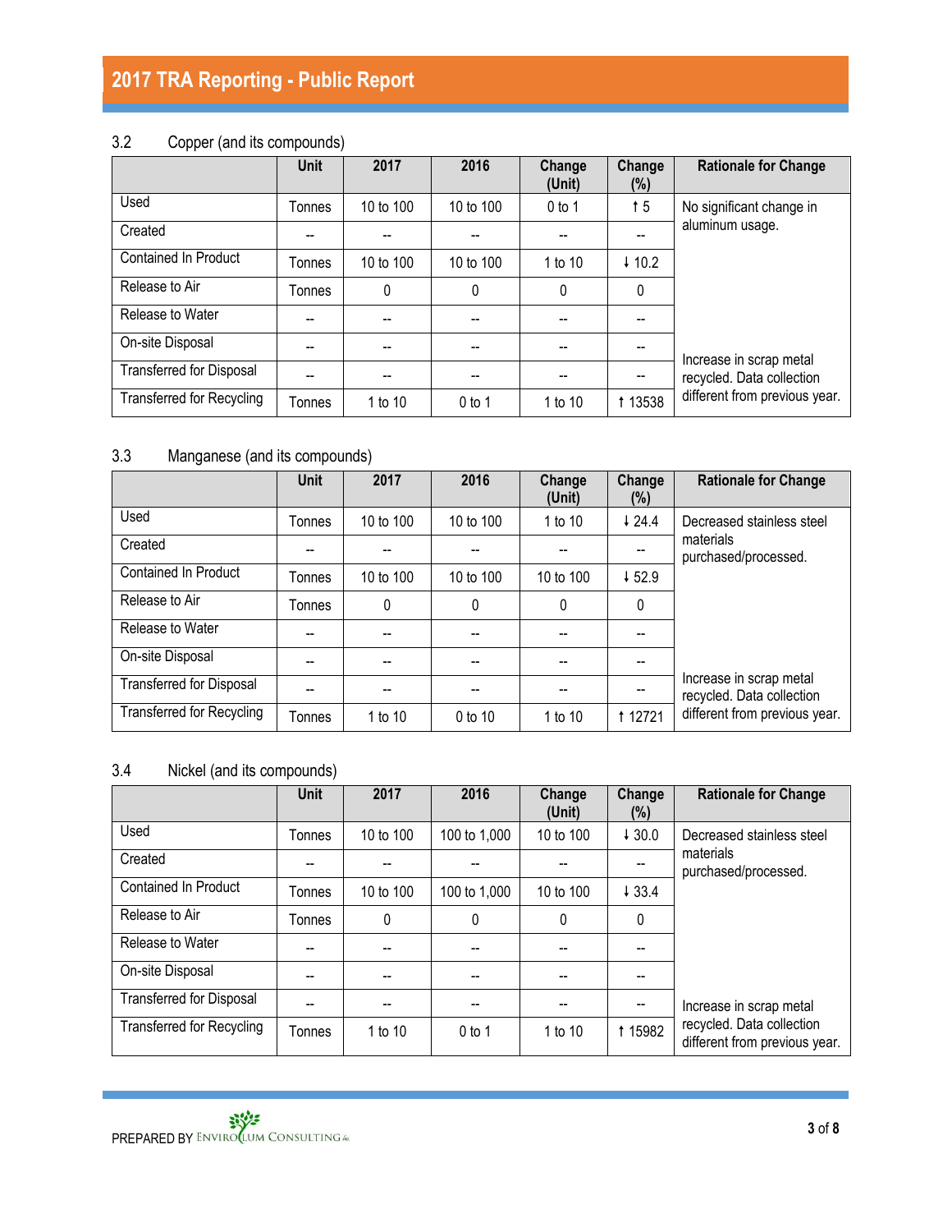### 3.2 Copper (and its compounds)

| | Unit | 2017 | 2016 | Change (Unit) | Change (%) | Rationale for Change |
|---|---|---|---|---|---|---|
| Used | Tonnes | 10 to 100 | 10 to 100 | 0 to 1 | ↑ 5 | No significant change in aluminum usage. |
| Created | -- | -- | -- | -- | -- | |
| Contained In Product | Tonnes | 10 to 100 | 10 to 100 | 1 to 10 | ↓ 10.2 | |
| Release to Air | Tonnes | 0 | 0 | 0 | 0 | |
| Release to Water | -- | -- | -- | -- | -- | |
| On-site Disposal | -- | -- | -- | -- | -- | |
| Transferred for Disposal | -- | -- | -- | -- | -- | |
| Transferred for Recycling | Tonnes | 1 to 10 | 0 to 1 | 1 to 10 | ↑ 13538 | Increase in scrap metal recycled. Data collection different from previous year. |

### 3.3 Manganese (and its compounds)

| | Unit | 2017 | 2016 | Change (Unit) | Change (%) | Rationale for Change |
|---|---|---|---|---|---|---|
| Used | Tonnes | 10 to 100 | 10 to 100 | 1 to 10 | ↓ 24.4 | Decreased stainless steel materials purchased/processed. |
| Created | -- | -- | -- | -- | -- | |
| Contained In Product | Tonnes | 10 to 100 | 10 to 100 | 10 to 100 | ↓ 52.9 | |
| Release to Air | Tonnes | 0 | 0 | 0 | 0 | |
| Release to Water | -- | -- | -- | -- | -- | |
| On-site Disposal | -- | -- | -- | -- | -- | |
| Transferred for Disposal | -- | -- | -- | -- | -- | |
| Transferred for Recycling | Tonnes | 1 to 10 | 0 to 10 | 1 to 10 | ↑ 12721 | Increase in scrap metal recycled. Data collection different from previous year. |

### 3.4 Nickel (and its compounds)

| | Unit | 2017 | 2016 | Change (Unit) | Change (%) | Rationale for Change |
|---|---|---|---|---|---|---|
| Used | Tonnes | 10 to 100 | 100 to 1,000 | 10 to 100 | ↓ 30.0 | Decreased stainless steel materials purchased/processed. |
| Created | -- | -- | -- | -- | -- | |
| Contained In Product | Tonnes | 10 to 100 | 100 to 1,000 | 10 to 100 | ↓ 33.4 | |
| Release to Air | Tonnes | 0 | 0 | 0 | 0 | |
| Release to Water | -- | -- | -- | -- | -- | |
| On-site Disposal | -- | -- | -- | -- | -- | |
| Transferred for Disposal | -- | -- | -- | -- | -- | |
| Transferred for Recycling | Tonnes | 1 to 10 | 0 to 1 | 1 to 10 | ↑ 15982 | Increase in scrap metal recycled. Data collection different from previous year. |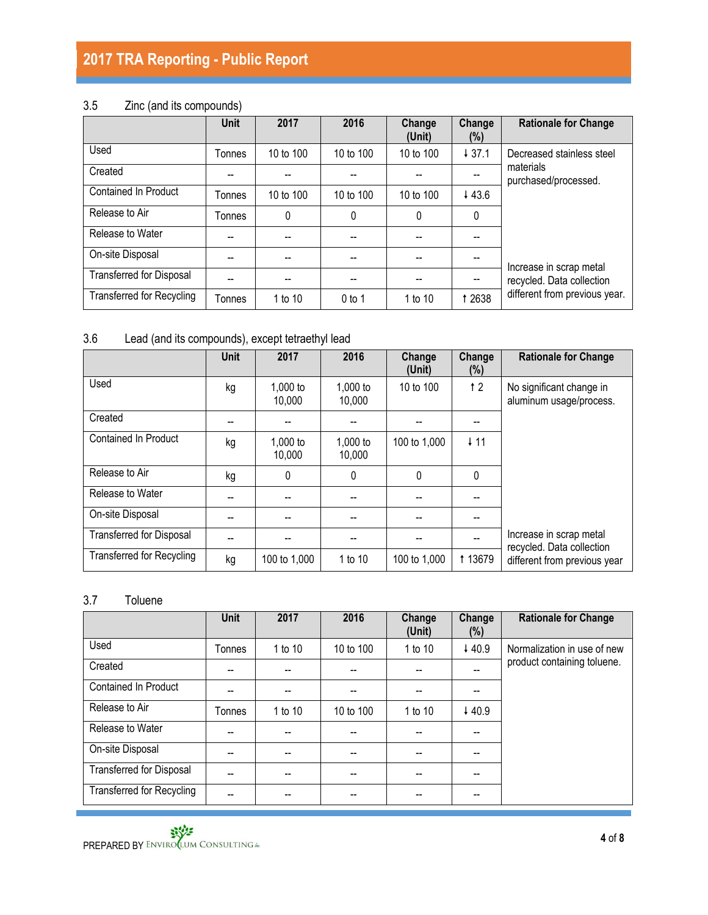### 3.5 Zinc (and its compounds)

| | Unit | 2017 | 2016 | Change (Unit) | Change (%) | Rationale for Change |
|---|---|---|---|---|---|---|
| Used | Tonnes | 10 to 100 | 10 to 100 | 10 to 100 | ↓ 37.1 | Decreased stainless steel materials purchased/processed. |
| Created | -- | -- | -- | -- | -- | |
| Contained In Product | Tonnes | 10 to 100 | 10 to 100 | 10 to 100 | ↓ 43.6 | |
| Release to Air | Tonnes | 0 | 0 | 0 | 0 | |
| Release to Water | -- | -- | -- | -- | -- | |
| On-site Disposal | -- | -- | -- | -- | -- | |
| Transferred for Disposal | -- | -- | -- | -- | -- | Increase in scrap metal recycled. Data collection different from previous year. |
| Transferred for Recycling | Tonnes | 1 to 10 | 0 to 1 | 1 to 10 | ↑ 2638 | |

### 3.6 Lead (and its compounds), except tetraethyl lead

| | Unit | 2017 | 2016 | Change (Unit) | Change (%) | Rationale for Change |
|---|---|---|---|---|---|---|
| Used | kg | 1,000 to 10,000 | 1,000 to 10,000 | 10 to 100 | ↑ 2 | No significant change in aluminum usage/process. |
| Created | -- | -- | -- | -- | -- | |
| Contained In Product | kg | 1,000 to 10,000 | 1,000 to 10,000 | 100 to 1,000 | ↓ 11 | |
| Release to Air | kg | 0 | 0 | 0 | 0 | |
| Release to Water | -- | -- | -- | -- | -- | |
| On-site Disposal | -- | -- | -- | -- | -- | |
| Transferred for Disposal | -- | -- | -- | -- | -- | Increase in scrap metal recycled. Data collection different from previous year |
| Transferred for Recycling | kg | 100 to 1,000 | 1 to 10 | 100 to 1,000 | ↑ 13679 | |

### 3.7 Toluene

| | Unit | 2017 | 2016 | Change (Unit) | Change (%) | Rationale for Change |
|---|---|---|---|---|---|---|
| Used | Tonnes | 1 to 10 | 10 to 100 | 1 to 10 | ↓ 40.9 | Normalization in use of new product containing toluene. |
| Created | -- | -- | -- | -- | -- | |
| Contained In Product | -- | -- | -- | -- | -- | |
| Release to Air | Tonnes | 1 to 10 | 10 to 100 | 1 to 10 | ↓ 40.9 | |
| Release to Water | -- | -- | -- | -- | -- | |
| On-site Disposal | -- | -- | -- | -- | -- | |
| Transferred for Disposal | -- | -- | -- | -- | -- | |
| Transferred for Recycling | -- | -- | -- | -- | -- | |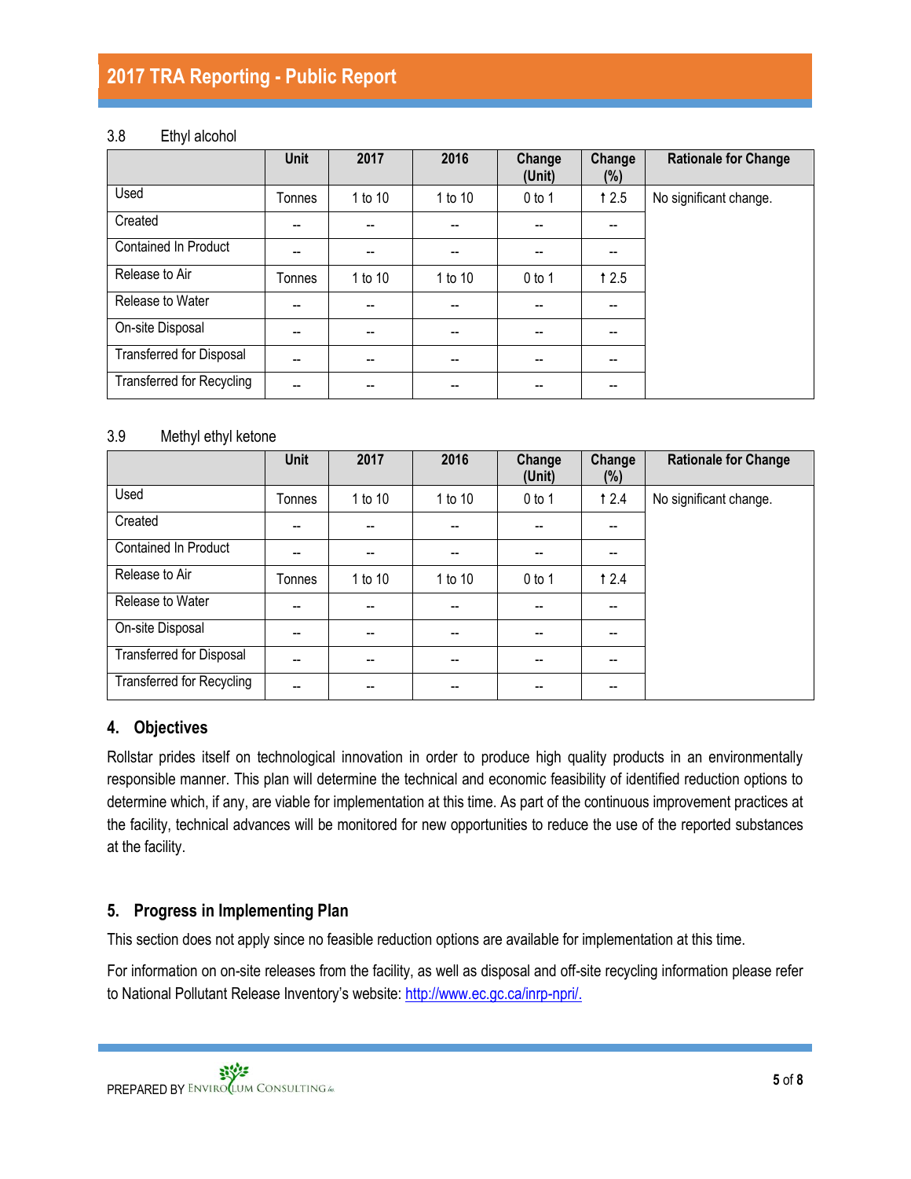### 3.8 Ethyl alcohol

| | Unit | 2017 | 2016 | Change (Unit) | Change (%) | Rationale for Change |
|---|---|---|---|---|---|---|
| Used | Tonnes | 1 to 10 | 1 to 10 | 0 to 1 | ↑ 2.5 | No significant change. |
| Created | -- | -- | -- | -- | -- | |
| Contained In Product | -- | -- | -- | -- | -- | |
| Release to Air | Tonnes | 1 to 10 | 1 to 10 | 0 to 1 | ↑ 2.5 | |
| Release to Water | -- | -- | -- | -- | -- | |
| On-site Disposal | -- | -- | -- | -- | -- | |
| Transferred for Disposal | -- | -- | -- | -- | -- | |
| Transferred for Recycling | -- | -- | -- | -- | -- | |

### 3.9 Methyl ethyl ketone

| | Unit | 2017 | 2016 | Change (Unit) | Change (%) | Rationale for Change |
|---|---|---|---|---|---|---|
| Used | Tonnes | 1 to 10 | 1 to 10 | 0 to 1 | ↑ 2.4 | No significant change. |
| Created | -- | -- | -- | -- | -- | |
| Contained In Product | -- | -- | -- | -- | -- | |
| Release to Air | Tonnes | 1 to 10 | 1 to 10 | 0 to 1 | ↑ 2.4 | |
| Release to Water | -- | -- | -- | -- | -- | |
| On-site Disposal | -- | -- | -- | -- | -- | |
| Transferred for Disposal | -- | -- | -- | -- | -- | |
| Transferred for Recycling | -- | -- | -- | -- | -- | |

## 4. Objectives

Rollstar prides itself on technological innovation in order to produce high quality products in an environmentally responsible manner. This plan will determine the technical and economic feasibility of identified reduction options to determine which, if any, are viable for implementation at this time. As part of the continuous improvement practices at the facility, technical advances will be monitored for new opportunities to reduce the use of the reported substances at the facility.

## 5. Progress in Implementing Plan

This section does not apply since no feasible reduction options are available for implementation at this time.

For information on on-site releases from the facility, as well as disposal and off-site recycling information please refer to National Pollutant Release Inventory's website: http://www.ec.gc.ca/inrp-npri/.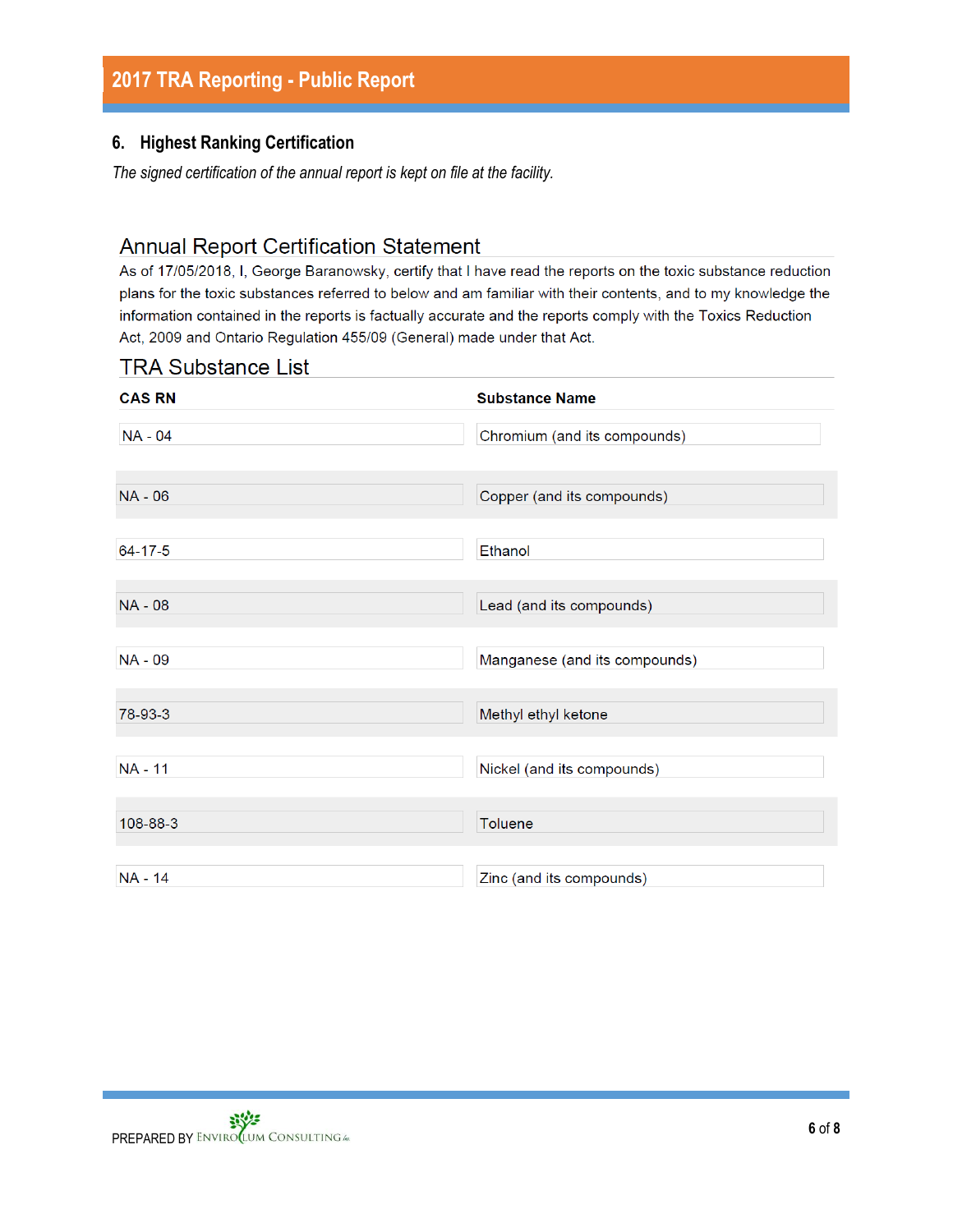## 6. Highest Ranking Certification

*The signed certification of the annual report is kept on file at the facility.*

### Annual Report Certification Statement

As of 17/05/2018, I, George Baranowsky, certify that I have read the reports on the toxic substance reduction plans for the toxic substances referred to below and am familiar with their contents, and to my knowledge the information contained in the reports is factually accurate and the reports comply with the Toxics Reduction Act, 2009 and Ontario Regulation 455/09 (General) made under that Act.

### TRA Substance List

| CAS RN | Substance Name |
| --- | --- |
| NA - 04 | Chromium (and its compounds) |
| NA - 06 | Copper (and its compounds) |
| 64-17-5 | Ethanol |
| NA - 08 | Lead (and its compounds) |
| NA - 09 | Manganese (and its compounds) |
| 78-93-3 | Methyl ethyl ketone |
| NA - 11 | Nickel (and its compounds) |
| 108-88-3 | Toluene |
| NA - 14 | Zinc (and its compounds) |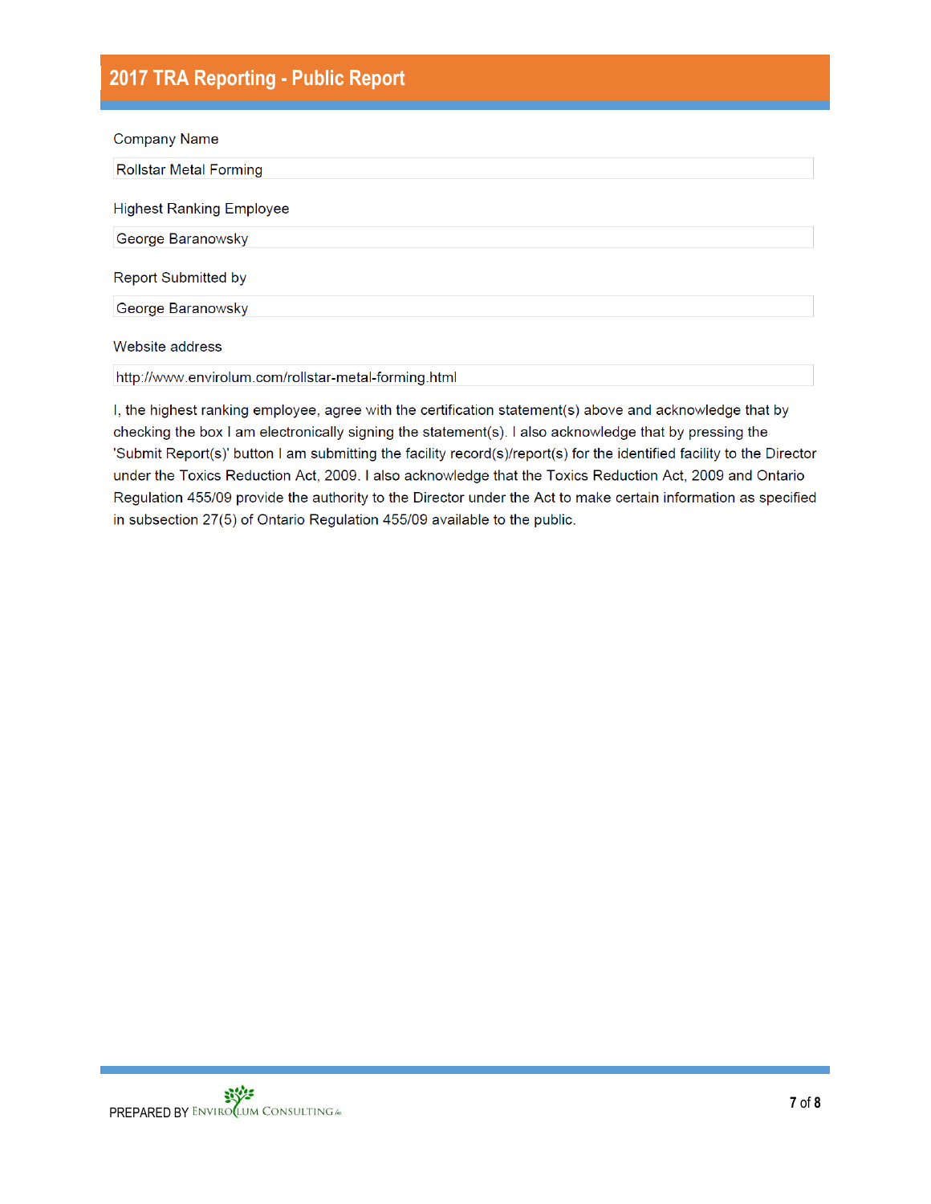# 2017 TRA Reporting - Public Report

Company Name

Rollstar Metal Forming

Highest Ranking Employee

George Baranowsky

Report Submitted by

George Baranowsky

Website address

http://www.envirolum.com/rollstar-metal-forming.html

I, the highest ranking employee, agree with the certification statement(s) above and acknowledge that by checking the box I am electronically signing the statement(s). I also acknowledge that by pressing the 'Submit Report(s)' button I am submitting the facility record(s)/report(s) for the identified facility to the Director under the Toxics Reduction Act, 2009. I also acknowledge that the Toxics Reduction Act, 2009 and Ontario Regulation 455/09 provide the authority to the Director under the Act to make certain information as specified in subsection 27(5) of Ontario Regulation 455/09 available to the public.

PREPARED BY ENVIROLUM CONSULTING Inc.